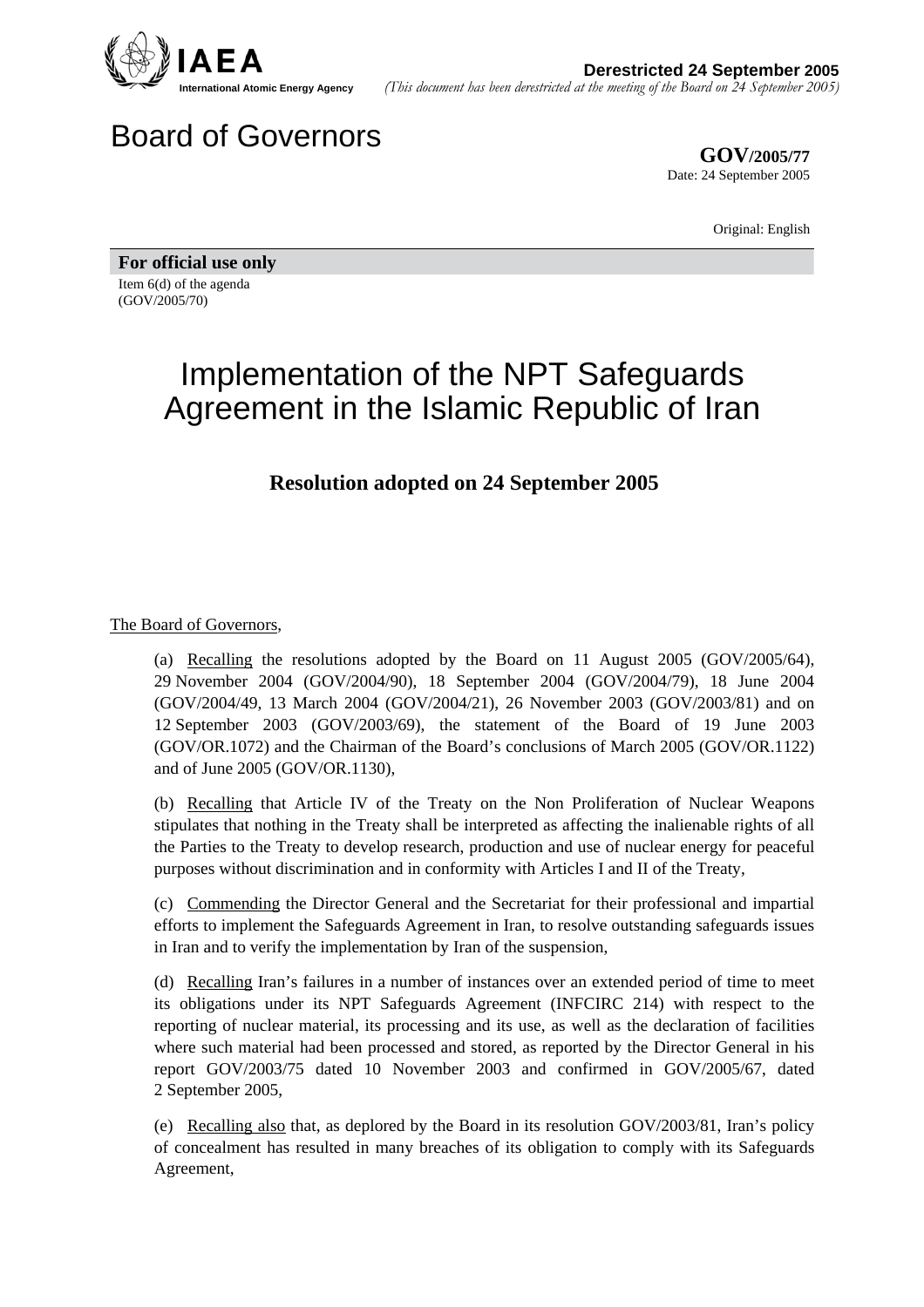**IAEA**
International Atomic Energy Agency

**Derestricted 24 September 2005**
*(This document has been derestricted at the meeting of the Board on 24 September 2005)*

# Board of Governors

**GOV/2005/77**
Date: 24 September 2005

Original: English

**For official use only**

Item 6(d) of the agenda
(GOV/2005/70)

# Implementation of the NPT Safeguards Agreement in the Islamic Republic of Iran

## Resolution adopted on 24 September 2005

The Board of Governors,

(a) Recalling the resolutions adopted by the Board on 11 August 2005 (GOV/2005/64), 29 November 2004 (GOV/2004/90), 18 September 2004 (GOV/2004/79), 18 June 2004 (GOV/2004/49, 13 March 2004 (GOV/2004/21), 26 November 2003 (GOV/2003/81) and on 12 September 2003 (GOV/2003/69), the statement of the Board of 19 June 2003 (GOV/OR.1072) and the Chairman of the Board's conclusions of March 2005 (GOV/OR.1122) and of June 2005 (GOV/OR.1130),

(b) Recalling that Article IV of the Treaty on the Non Proliferation of Nuclear Weapons stipulates that nothing in the Treaty shall be interpreted as affecting the inalienable rights of all the Parties to the Treaty to develop research, production and use of nuclear energy for peaceful purposes without discrimination and in conformity with Articles I and II of the Treaty,

(c) Commending the Director General and the Secretariat for their professional and impartial efforts to implement the Safeguards Agreement in Iran, to resolve outstanding safeguards issues in Iran and to verify the implementation by Iran of the suspension,

(d) Recalling Iran's failures in a number of instances over an extended period of time to meet its obligations under its NPT Safeguards Agreement (INFCIRC 214) with respect to the reporting of nuclear material, its processing and its use, as well as the declaration of facilities where such material had been processed and stored, as reported by the Director General in his report GOV/2003/75 dated 10 November 2003 and confirmed in GOV/2005/67, dated 2 September 2005,

(e) Recalling also that, as deplored by the Board in its resolution GOV/2003/81, Iran's policy of concealment has resulted in many breaches of its obligation to comply with its Safeguards Agreement,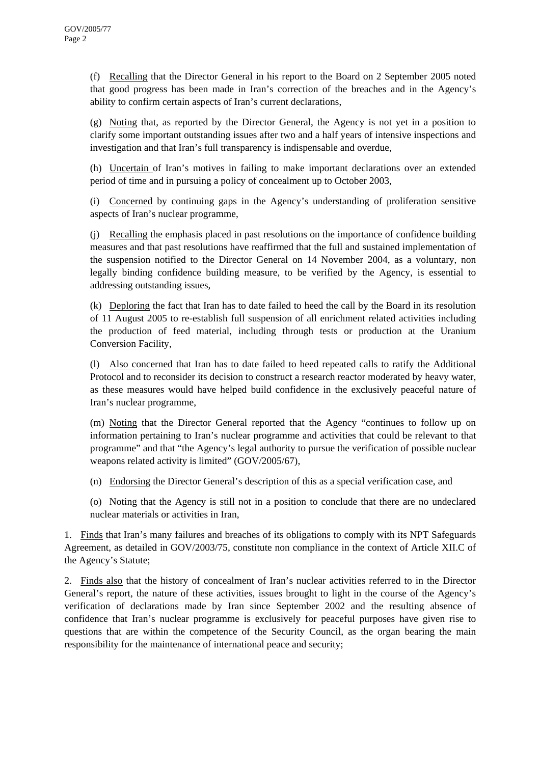(f) Recalling that the Director General in his report to the Board on 2 September 2005 noted that good progress has been made in Iran's correction of the breaches and in the Agency's ability to confirm certain aspects of Iran's current declarations,

(g) Noting that, as reported by the Director General, the Agency is not yet in a position to clarify some important outstanding issues after two and a half years of intensive inspections and investigation and that Iran's full transparency is indispensable and overdue,

(h) Uncertain of Iran's motives in failing to make important declarations over an extended period of time and in pursuing a policy of concealment up to October 2003,

(i) Concerned by continuing gaps in the Agency's understanding of proliferation sensitive aspects of Iran's nuclear programme,

(j) Recalling the emphasis placed in past resolutions on the importance of confidence building measures and that past resolutions have reaffirmed that the full and sustained implementation of the suspension notified to the Director General on 14 November 2004, as a voluntary, non legally binding confidence building measure, to be verified by the Agency, is essential to addressing outstanding issues,

(k) Deploring the fact that Iran has to date failed to heed the call by the Board in its resolution of 11 August 2005 to re-establish full suspension of all enrichment related activities including the production of feed material, including through tests or production at the Uranium Conversion Facility,

(l) Also concerned that Iran has to date failed to heed repeated calls to ratify the Additional Protocol and to reconsider its decision to construct a research reactor moderated by heavy water, as these measures would have helped build confidence in the exclusively peaceful nature of Iran's nuclear programme,

(m) Noting that the Director General reported that the Agency "continues to follow up on information pertaining to Iran's nuclear programme and activities that could be relevant to that programme" and that "the Agency's legal authority to pursue the verification of possible nuclear weapons related activity is limited" (GOV/2005/67),

(n) Endorsing the Director General's description of this as a special verification case, and

(o) Noting that the Agency is still not in a position to conclude that there are no undeclared nuclear materials or activities in Iran,

1. Finds that Iran's many failures and breaches of its obligations to comply with its NPT Safeguards Agreement, as detailed in GOV/2003/75, constitute non compliance in the context of Article XII.C of the Agency's Statute;

2. Finds also that the history of concealment of Iran's nuclear activities referred to in the Director General's report, the nature of these activities, issues brought to light in the course of the Agency's verification of declarations made by Iran since September 2002 and the resulting absence of confidence that Iran's nuclear programme is exclusively for peaceful purposes have given rise to questions that are within the competence of the Security Council, as the organ bearing the main responsibility for the maintenance of international peace and security;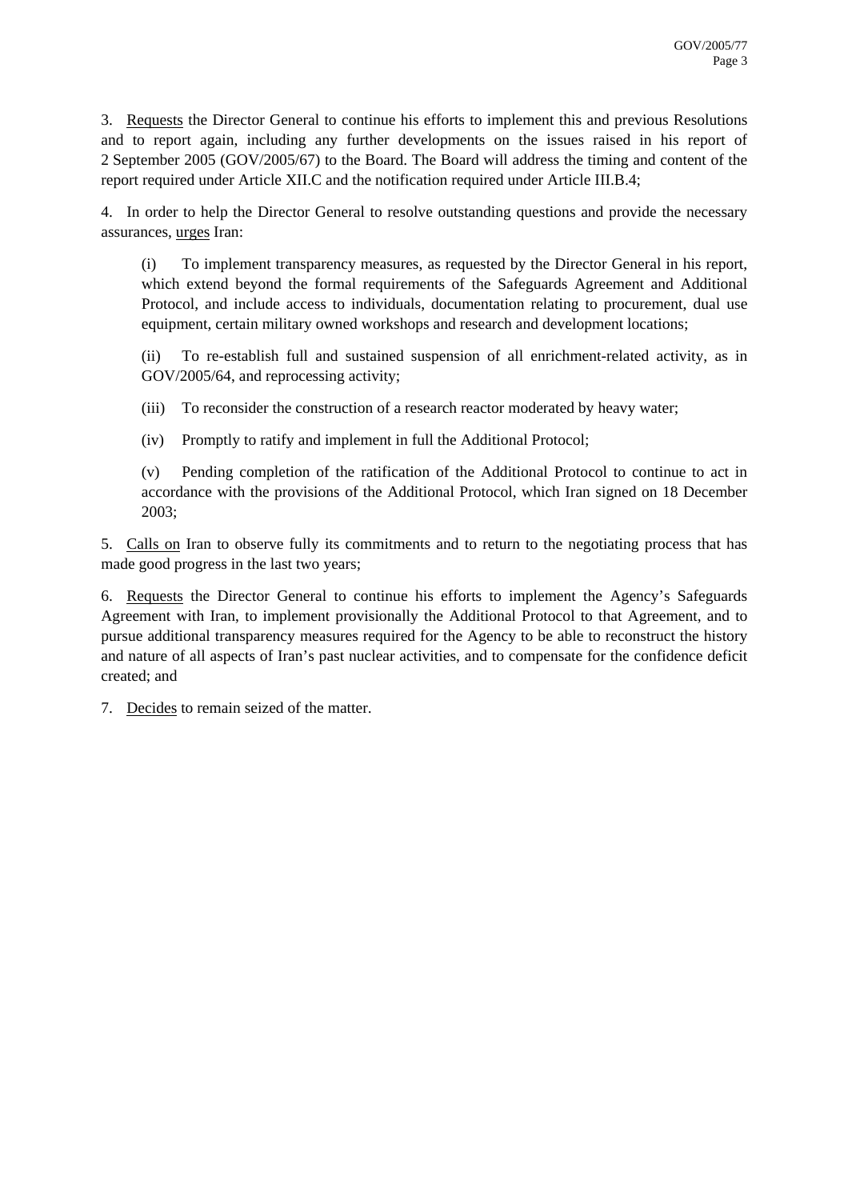3. Requests the Director General to continue his efforts to implement this and previous Resolutions and to report again, including any further developments on the issues raised in his report of 2 September 2005 (GOV/2005/67) to the Board. The Board will address the timing and content of the report required under Article XII.C and the notification required under Article III.B.4;

4. In order to help the Director General to resolve outstanding questions and provide the necessary assurances, urges Iran:

(i) To implement transparency measures, as requested by the Director General in his report, which extend beyond the formal requirements of the Safeguards Agreement and Additional Protocol, and include access to individuals, documentation relating to procurement, dual use equipment, certain military owned workshops and research and development locations;

(ii) To re-establish full and sustained suspension of all enrichment-related activity, as in GOV/2005/64, and reprocessing activity;

(iii) To reconsider the construction of a research reactor moderated by heavy water;

(iv) Promptly to ratify and implement in full the Additional Protocol;

(v) Pending completion of the ratification of the Additional Protocol to continue to act in accordance with the provisions of the Additional Protocol, which Iran signed on 18 December 2003;

5. Calls on Iran to observe fully its commitments and to return to the negotiating process that has made good progress in the last two years;

6. Requests the Director General to continue his efforts to implement the Agency's Safeguards Agreement with Iran, to implement provisionally the Additional Protocol to that Agreement, and to pursue additional transparency measures required for the Agency to be able to reconstruct the history and nature of all aspects of Iran's past nuclear activities, and to compensate for the confidence deficit created; and

7. Decides to remain seized of the matter.